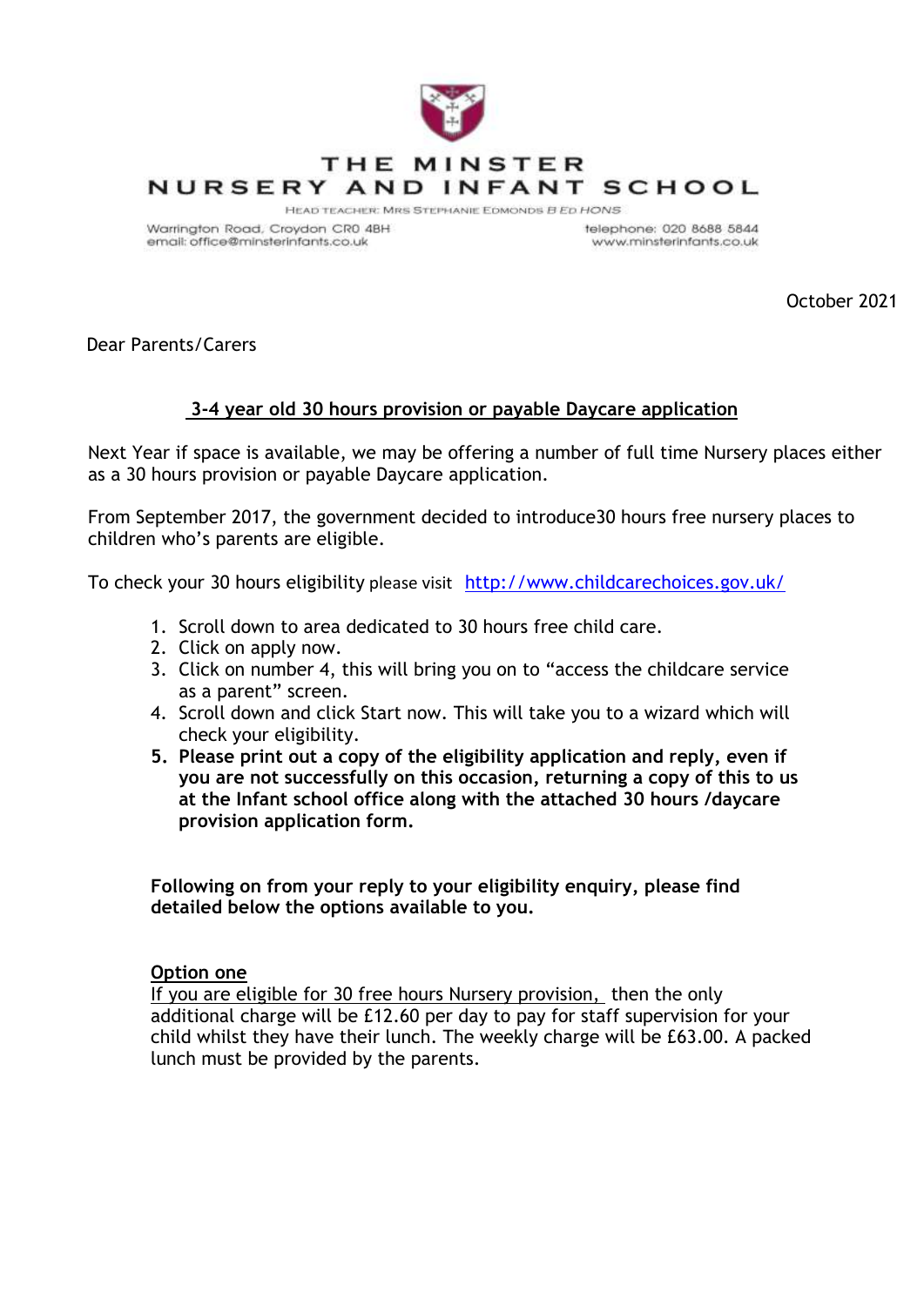# THE MINSTER NURSERY AND INFANT SCHOOL

HEAD TEACHER: MRS STEPHANIE EDMONDS *B ED HONS*

Warrington Road, Croydon CR0 4BH
email: office@minsterinfants.co.uk

telephone: 020 8688 5844
www.minsterinfants.co.uk

October 2021

Dear Parents/Carers

## 3-4 year old 30 hours provision or payable Daycare application

Next Year if space is available, we may be offering a number of full time Nursery places either as a 30 hours provision or payable Daycare application.

From September 2017, the government decided to introduce30 hours free nursery places to children who's parents are eligible.

To check your 30 hours eligibility please visit http://www.childcarechoices.gov.uk/

1. Scroll down to area dedicated to 30 hours free child care.
2. Click on apply now.
3. Click on number 4, this will bring you on to "access the childcare service as a parent" screen.
4. Scroll down and click Start now. This will take you to a wizard which will check your eligibility.
5. **Please print out a copy of the eligibility application and reply, even if you are not successfully on this occasion, returning a copy of this to us at the Infant school office along with the attached 30 hours /daycare provision application form.**

**Following on from your reply to your eligibility enquiry, please find detailed below the options available to you.**

**Option one**

If you are eligible for 30 free hours Nursery provision, then the only additional charge will be £12.60 per day to pay for staff supervision for your child whilst they have their lunch. The weekly charge will be £63.00. A packed lunch must be provided by the parents.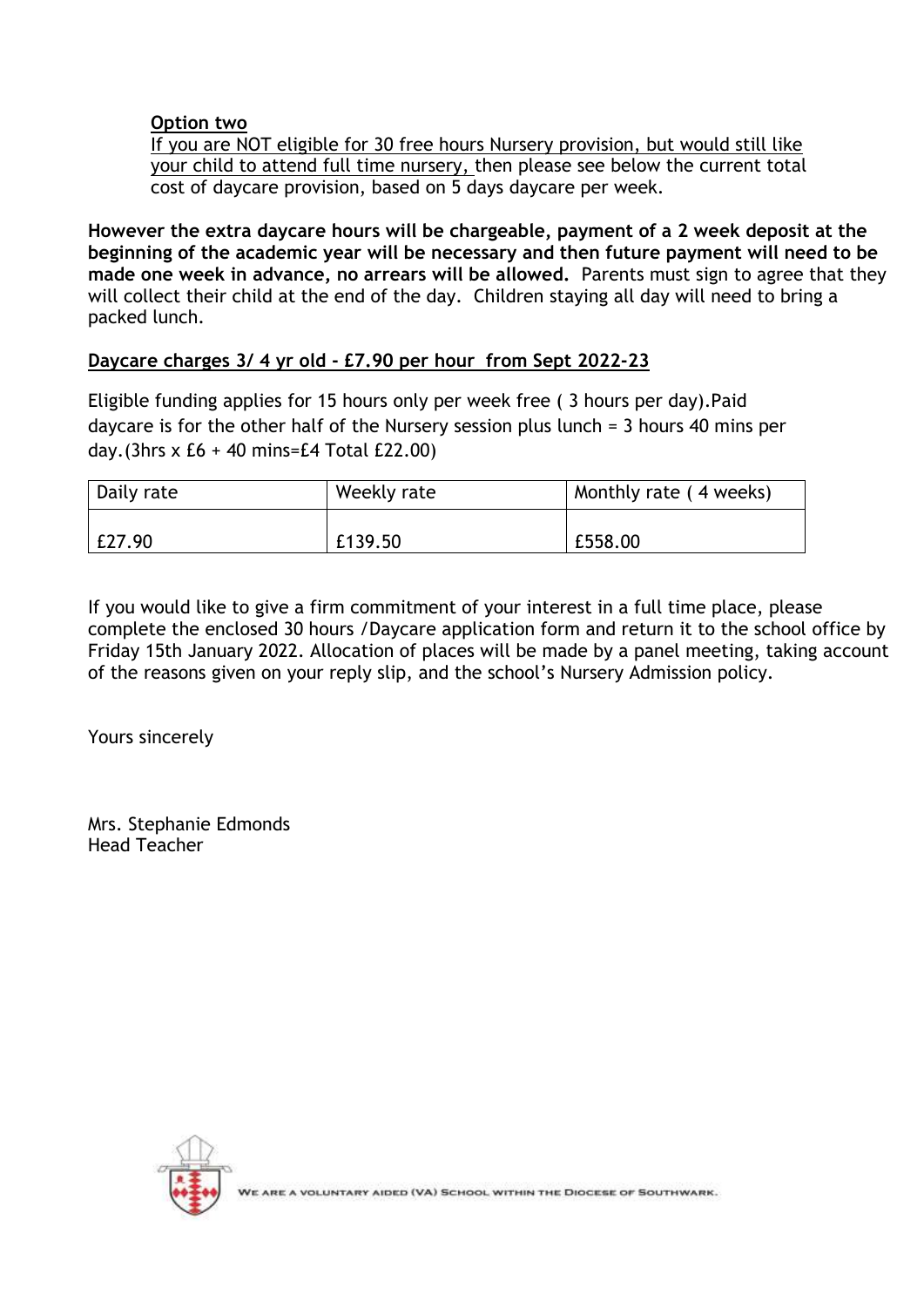**Option two**

If you are NOT eligible for 30 free hours Nursery provision, but would still like your child to attend full time nursery, then please see below the current total cost of daycare provision, based on 5 days daycare per week.

**However the extra daycare hours will be chargeable, payment of a 2 week deposit at the beginning of the academic year will be necessary and then future payment will need to be made one week in advance, no arrears will be allowed.** Parents must sign to agree that they will collect their child at the end of the day. Children staying all day will need to bring a packed lunch.

**Daycare charges 3/ 4 yr old - £7.90 per hour from Sept 2022-23**

Eligible funding applies for 15 hours only per week free ( 3 hours per day).Paid daycare is for the other half of the Nursery session plus lunch = 3 hours 40 mins per day.(3hrs x £6 + 40 mins=£4 Total £22.00)

| Daily rate | Weekly rate | Monthly rate ( 4 weeks) |
|---|---|---|
| £27.90 | £139.50 | £558.00 |

If you would like to give a firm commitment of your interest in a full time place, please complete the enclosed 30 hours /Daycare application form and return it to the school office by Friday 15th January 2022. Allocation of places will be made by a panel meeting, taking account of the reasons given on your reply slip, and the school's Nursery Admission policy.

Yours sincerely

Mrs. Stephanie Edmonds
Head Teacher

WE ARE A VOLUNTARY AIDED (VA) SCHOOL WITHIN THE DIOCESE OF SOUTHWARK.